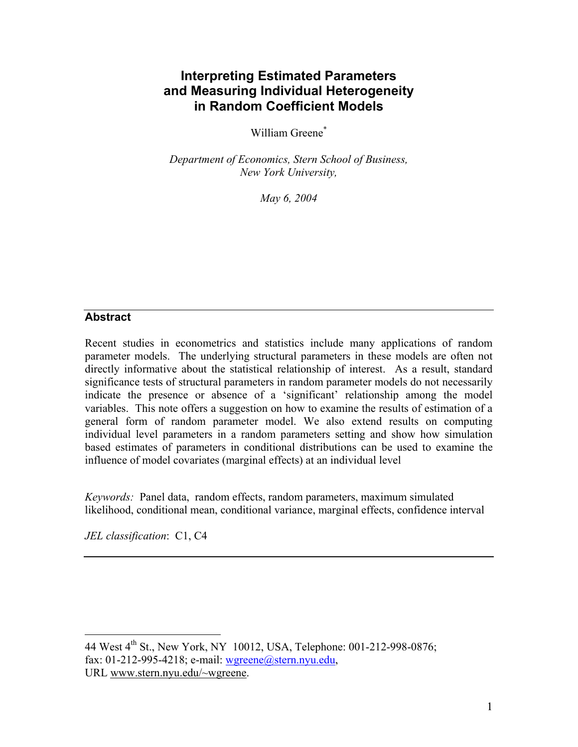# Interpreting Estimated Parameters and Measuring Individual Heterogeneity in Random Coefficient Models

William Greene[*]

*Department of Economics, Stern School of Business, New York University,*

*May 6, 2004*

## Abstract

Recent studies in econometrics and statistics include many applications of random parameter models. The underlying structural parameters in these models are often not directly informative about the statistical relationship of interest. As a result, standard significance tests of structural parameters in random parameter models do not necessarily indicate the presence or absence of a 'significant' relationship among the model variables. This note offers a suggestion on how to examine the results of estimation of a general form of random parameter model. We also extend results on computing individual level parameters in a random parameters setting and show how simulation based estimates of parameters in conditional distributions can be used to examine the influence of model covariates (marginal effects) at an individual level

*Keywords:* Panel data, random effects, random parameters, maximum simulated likelihood, conditional mean, conditional variance, marginal effects, confidence interval

*JEL classification*: C1, C4

---

[*] 44 West 4th St., New York, NY 10012, USA, Telephone: 001-212-998-0876; fax: 01-212-995-4218; e-mail: wgreene@stern.nyu.edu, URL www.stern.nyu.edu/~wgreene.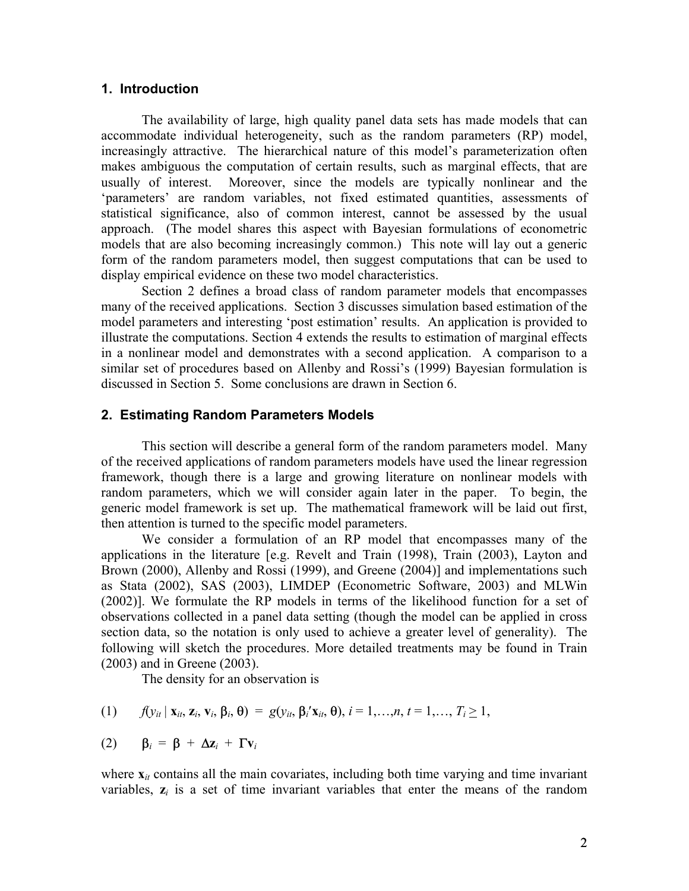## 1. Introduction

The availability of large, high quality panel data sets has made models that can accommodate individual heterogeneity, such as the random parameters (RP) model, increasingly attractive. The hierarchical nature of this model's parameterization often makes ambiguous the computation of certain results, such as marginal effects, that are usually of interest. Moreover, since the models are typically nonlinear and the 'parameters' are random variables, not fixed estimated quantities, assessments of statistical significance, also of common interest, cannot be assessed by the usual approach. (The model shares this aspect with Bayesian formulations of econometric models that are also becoming increasingly common.) This note will lay out a generic form of the random parameters model, then suggest computations that can be used to display empirical evidence on these two model characteristics.

Section 2 defines a broad class of random parameter models that encompasses many of the received applications. Section 3 discusses simulation based estimation of the model parameters and interesting 'post estimation' results. An application is provided to illustrate the computations. Section 4 extends the results to estimation of marginal effects in a nonlinear model and demonstrates with a second application. A comparison to a similar set of procedures based on Allenby and Rossi's (1999) Bayesian formulation is discussed in Section 5. Some conclusions are drawn in Section 6.

## 2. Estimating Random Parameters Models

This section will describe a general form of the random parameters model. Many of the received applications of random parameters models have used the linear regression framework, though there is a large and growing literature on nonlinear models with random parameters, which we will consider again later in the paper. To begin, the generic model framework is set up. The mathematical framework will be laid out first, then attention is turned to the specific model parameters.

We consider a formulation of an RP model that encompasses many of the applications in the literature [e.g. Revelt and Train (1998), Train (2003), Layton and Brown (2000), Allenby and Rossi (1999), and Greene (2004)] and implementations such as Stata (2002), SAS (2003), LIMDEP (Econometric Software, 2003) and MLWin (2002)]. We formulate the RP models in terms of the likelihood function for a set of observations collected in a panel data setting (though the model can be applied in cross section data, so the notation is only used to achieve a greater level of generality). The following will sketch the procedures. More detailed treatments may be found in Train (2003) and in Greene (2003).

The density for an observation is

$$(1) \qquad f(y_{it} \mid \mathbf{x}_{it}, \mathbf{z}_i, \mathbf{v}_i, \beta_i, \theta) \;=\; g(y_{it}, \beta_i'\mathbf{x}_{it}, \theta),\; i = 1,\ldots,n,\; t = 1,\ldots, T_i \geq 1,$$

$$(2) \qquad \beta_i \;=\; \beta \;+\; \Delta\mathbf{z}_i \;+\; \Gamma\mathbf{v}_i$$

where $\mathbf{x}_{it}$ contains all the main covariates, including both time varying and time invariant variables, $\mathbf{z}_i$ is a set of time invariant variables that enter the means of the random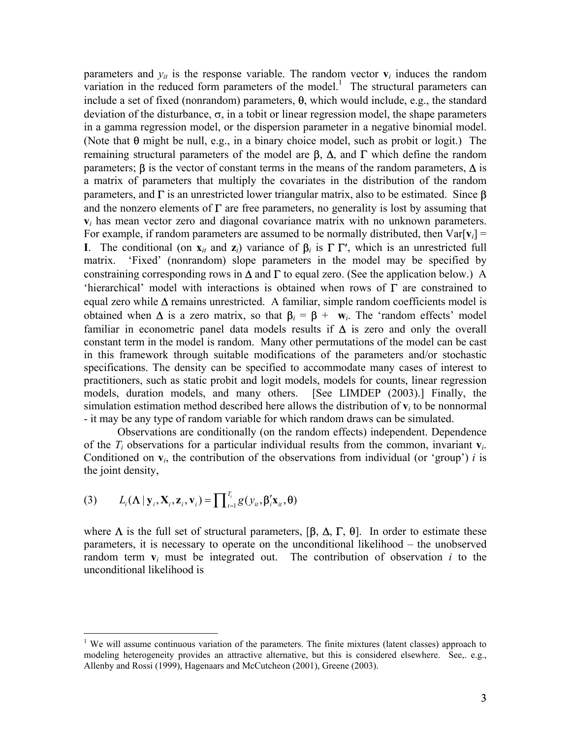parameters and $y_{it}$ is the response variable. The random vector $\mathbf{v}_i$ induces the random variation in the reduced form parameters of the model.[1] The structural parameters can include a set of fixed (nonrandom) parameters, $\theta$, which would include, e.g., the standard deviation of the disturbance, $\sigma$, in a tobit or linear regression model, the shape parameters in a gamma regression model, or the dispersion parameter in a negative binomial model. (Note that $\theta$ might be null, e.g., in a binary choice model, such as probit or logit.) The remaining structural parameters of the model are $\beta$, $\Delta$, and $\Gamma$ which define the random parameters; $\beta$ is the vector of constant terms in the means of the random parameters, $\Delta$ is a matrix of parameters that multiply the covariates in the distribution of the random parameters, and $\Gamma$ is an unrestricted lower triangular matrix, also to be estimated. Since $\beta$ and the nonzero elements of $\Gamma$ are free parameters, no generality is lost by assuming that $\mathbf{v}_i$ has mean vector zero and diagonal covariance matrix with no unknown parameters. For example, if random parameters are assumed to be normally distributed, then Var[$\mathbf{v}_i$] = $\mathbf{I}$. The conditional (on $\mathbf{x}_{it}$ and $\mathbf{z}_i$) variance of $\beta_i$ is $\Gamma\,\Gamma'$, which is an unrestricted full matrix. 'Fixed' (nonrandom) slope parameters in the model may be specified by constraining corresponding rows in $\Delta$ and $\Gamma$ to equal zero. (See the application below.) A 'hierarchical' model with interactions is obtained when rows of $\Gamma$ are constrained to equal zero while $\Delta$ remains unrestricted. A familiar, simple random coefficients model is obtained when $\Delta$ is a zero matrix, so that $\beta_i = \beta + \mathbf{w}_i$. The 'random effects' model familiar in econometric panel data models results if $\Delta$ is zero and only the overall constant term in the model is random. Many other permutations of the model can be cast in this framework through suitable modifications of the parameters and/or stochastic specifications. The density can be specified to accommodate many cases of interest to practitioners, such as static probit and logit models, models for counts, linear regression models, duration models, and many others. [See LIMDEP (2003).] Finally, the simulation estimation method described here allows the distribution of $\mathbf{v}_i$ to be nonnormal - it may be any type of random variable for which random draws can be simulated.

Observations are conditionally (on the random effects) independent. Dependence of the $T_i$ observations for a particular individual results from the common, invariant $\mathbf{v}_i$. Conditioned on $\mathbf{v}_i$, the contribution of the observations from individual (or 'group') $i$ is the joint density,

$$(3) \qquad L_i(\Lambda \mid \mathbf{y}_i, \mathbf{X}_i, \mathbf{z}_i, \mathbf{v}_i) = \prod_{t=1}^{T_i} g(y_{it}, \beta_i'\mathbf{x}_{it}, \theta)$$

where $\Lambda$ is the full set of structural parameters, [$\beta$, $\Delta$, $\Gamma$, $\theta$]. In order to estimate these parameters, it is necessary to operate on the unconditional likelihood – the unobserved random term $\mathbf{v}_i$ must be integrated out. The contribution of observation $i$ to the unconditional likelihood is

[1] We will assume continuous variation of the parameters. The finite mixtures (latent classes) approach to modeling heterogeneity provides an attractive alternative, but this is considered elsewhere. See,. e.g., Allenby and Rossi (1999), Hagenaars and McCutcheon (2001), Greene (2003).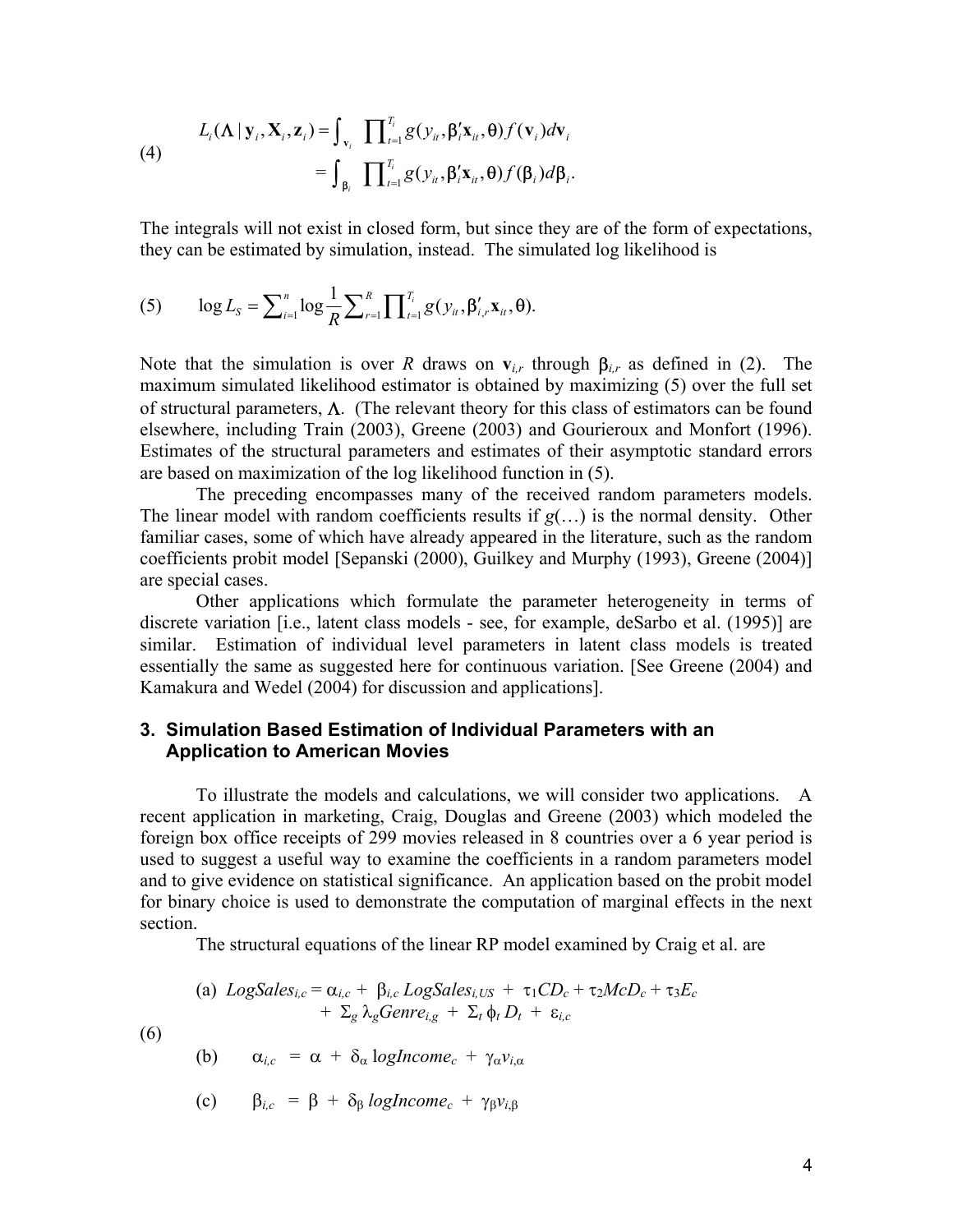$$
(4) \qquad
\begin{aligned}
L_i(\Lambda \mid \mathbf{y}_i, \mathbf{X}_i, \mathbf{z}_i) &= \int_{\mathbf{v}_i} \prod_{t=1}^{T_i} g(y_{it}, \boldsymbol{\beta}_i'\mathbf{x}_{it}, \boldsymbol{\theta}) f(\mathbf{v}_i) d\mathbf{v}_i \\
&= \int_{\boldsymbol{\beta}_i} \prod_{t=1}^{T_i} g(y_{it}, \boldsymbol{\beta}_i'\mathbf{x}_{it}, \boldsymbol{\theta}) f(\boldsymbol{\beta}_i) d\boldsymbol{\beta}_i.
\end{aligned}
$$

The integrals will not exist in closed form, but since they are of the form of expectations, they can be estimated by simulation, instead. The simulated log likelihood is

$$
(5) \qquad \log L_S = \sum_{i=1}^{n} \log \frac{1}{R} \sum_{r=1}^{R} \prod_{t=1}^{T_i} g(y_{it}, \boldsymbol{\beta}_{i,r}'\mathbf{x}_{it}, \boldsymbol{\theta}).
$$

Note that the simulation is over $R$ draws on $\mathbf{v}_{i,r}$ through $\boldsymbol{\beta}_{i,r}$ as defined in (2). The maximum simulated likelihood estimator is obtained by maximizing (5) over the full set of structural parameters, $\Lambda$. (The relevant theory for this class of estimators can be found elsewhere, including Train (2003), Greene (2003) and Gourieroux and Monfort (1996). Estimates of the structural parameters and estimates of their asymptotic standard errors are based on maximization of the log likelihood function in (5).

The preceding encompasses many of the received random parameters models. The linear model with random coefficients results if $g(\ldots)$ is the normal density. Other familiar cases, some of which have already appeared in the literature, such as the random coefficients probit model [Sepanski (2000), Guilkey and Murphy (1993), Greene (2004)] are special cases.

Other applications which formulate the parameter heterogeneity in terms of discrete variation [i.e., latent class models - see, for example, deSarbo et al. (1995)] are similar. Estimation of individual level parameters in latent class models is treated essentially the same as suggested here for continuous variation. [See Greene (2004) and Kamakura and Wedel (2004) for discussion and applications].

## 3. Simulation Based Estimation of Individual Parameters with an Application to American Movies

To illustrate the models and calculations, we will consider two applications. A recent application in marketing, Craig, Douglas and Greene (2003) which modeled the foreign box office receipts of 299 movies released in 8 countries over a 6 year period is used to suggest a useful way to examine the coefficients in a random parameters model and to give evidence on statistical significance. An application based on the probit model for binary choice is used to demonstrate the computation of marginal effects in the next section.

The structural equations of the linear RP model examined by Craig et al. are

$$
(6) \qquad
\begin{aligned}
&\text{(a)} \quad LogSales_{i,c} = \alpha_{i,c} + \beta_{i,c}\, LogSales_{i,US} + \tau_1 CD_c + \tau_2 McD_c + \tau_3 E_c \\
&\qquad\qquad + \textstyle\sum_g \lambda_g Genre_{i,g} + \sum_t \phi_t D_t + \varepsilon_{i,c} \\
&\text{(b)} \quad \alpha_{i,c} = \alpha + \delta_\alpha \log Income_c + \gamma_\alpha v_{i,\alpha} \\
&\text{(c)} \quad \beta_{i,c} = \beta + \delta_\beta \log Income_c + \gamma_\beta v_{i,\beta}
\end{aligned}
$$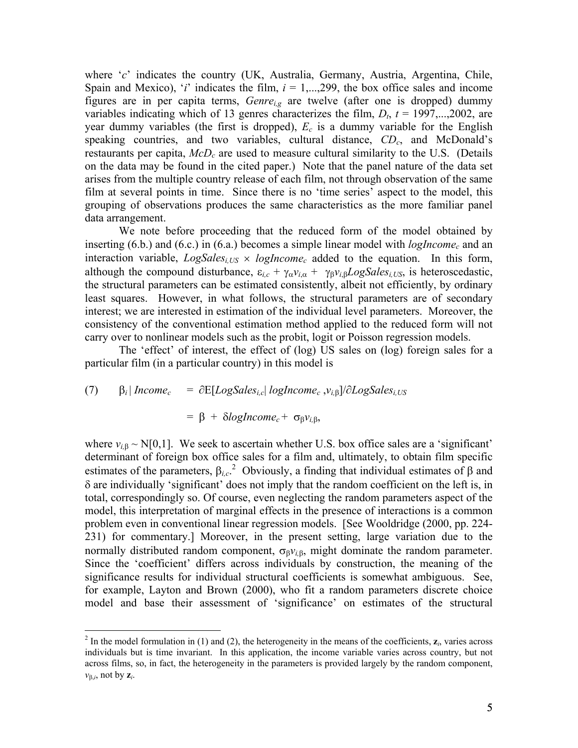where '$c$' indicates the country (UK, Australia, Germany, Austria, Argentina, Chile, Spain and Mexico), '$i$' indicates the film, $i = 1,...,299$, the box office sales and income figures are in per capita terms, $Genre_{i,g}$ are twelve (after one is dropped) dummy variables indicating which of 13 genres characterizes the film, $D_t$, $t = 1997,...,2002$, are year dummy variables (the first is dropped), $E_c$ is a dummy variable for the English speaking countries, and two variables, cultural distance, $CD_c$, and McDonald's restaurants per capita, $McD_c$ are used to measure cultural similarity to the U.S. (Details on the data may be found in the cited paper.) Note that the panel nature of the data set arises from the multiple country release of each film, not through observation of the same film at several points in time. Since there is no 'time series' aspect to the model, this grouping of observations produces the same characteristics as the more familiar panel data arrangement.

We note before proceeding that the reduced form of the model obtained by inserting (6.b.) and (6.c.) in (6.a.) becomes a simple linear model with $logIncome_c$ and an interaction variable, $LogSales_{i,US} \times logIncome_c$ added to the equation. In this form, although the compound disturbance, $\varepsilon_{i,c} + \gamma_\alpha v_{i,\alpha} + \gamma_\beta v_{i,\beta} LogSales_{i,US}$, is heteroscedastic, the structural parameters can be estimated consistently, albeit not efficiently, by ordinary least squares. However, in what follows, the structural parameters are of secondary interest; we are interested in estimation of the individual level parameters. Moreover, the consistency of the conventional estimation method applied to the reduced form will not carry over to nonlinear models such as the probit, logit or Poisson regression models.

The 'effect' of interest, the effect of (log) US sales on (log) foreign sales for a particular film (in a particular country) in this model is

$$
(7) \qquad \beta_i \mid Income_c = \partial \mathrm{E}[LogSales_{i,c} \mid logIncome_c, v_{i,\beta}] / \partial LogSales_{i,US}
$$

$$
= \beta + \delta logIncome_c + \sigma_\beta v_{i,\beta},
$$

where $v_{i,\beta} \sim N[0,1]$. We seek to ascertain whether U.S. box office sales are a 'significant' determinant of foreign box office sales for a film and, ultimately, to obtain film specific estimates of the parameters, $\beta_{i,c}$.[2] Obviously, a finding that individual estimates of $\beta$ and $\delta$ are individually 'significant' does not imply that the random coefficient on the left is, in total, correspondingly so. Of course, even neglecting the random parameters aspect of the model, this interpretation of marginal effects in the presence of interactions is a common problem even in conventional linear regression models. [See Wooldridge (2000, pp. 224-231) for commentary.] Moreover, in the present setting, large variation due to the normally distributed random component, $\sigma_\beta v_{i,\beta}$, might dominate the random parameter. Since the 'coefficient' differs across individuals by construction, the meaning of the significance results for individual structural coefficients is somewhat ambiguous. See, for example, Layton and Brown (2000), who fit a random parameters discrete choice model and base their assessment of 'significance' on estimates of the structural

---

[2] In the model formulation in (1) and (2), the heterogeneity in the means of the coefficients, $\mathbf{z}_i$, varies across individuals but is time invariant. In this application, the income variable varies across country, but not across films, so, in fact, the heterogeneity in the parameters is provided largely by the random component, $v_{\beta,i}$, not by $\mathbf{z}_i$.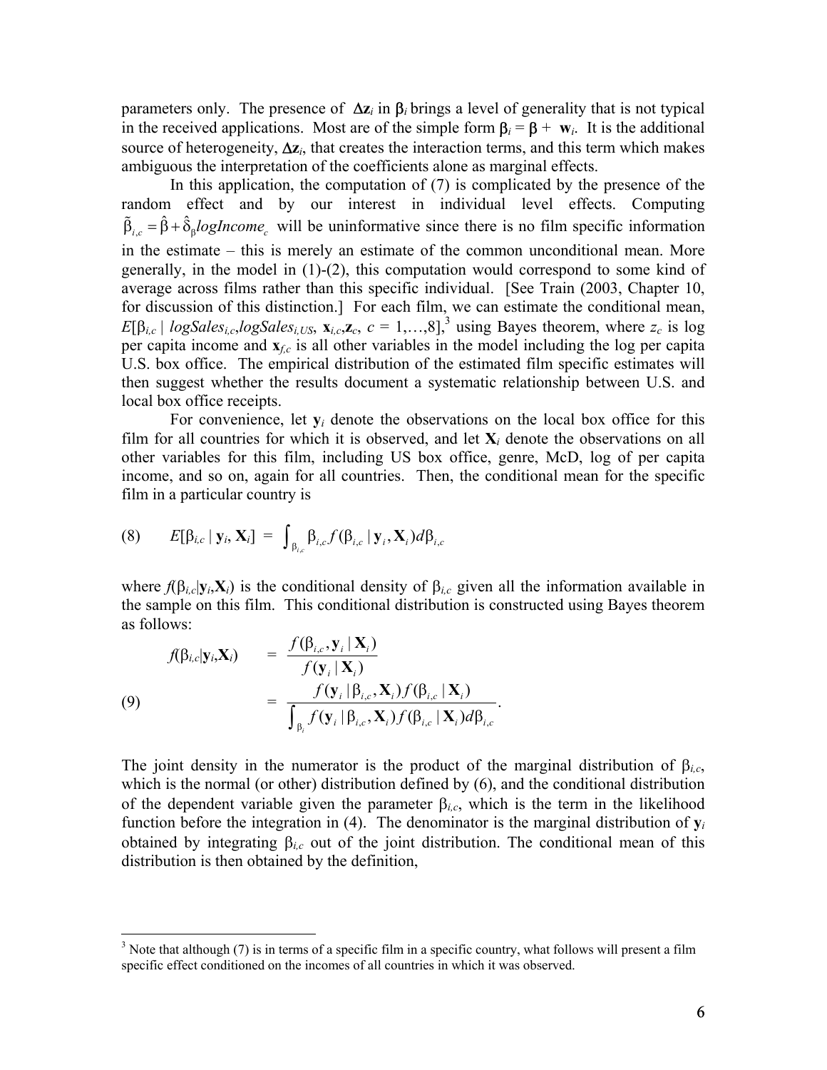parameters only. The presence of $\Delta \mathbf{z}_i$ in $\boldsymbol{\beta}_i$ brings a level of generality that is not typical in the received applications. Most are of the simple form $\boldsymbol{\beta}_i = \boldsymbol{\beta} + \mathbf{w}_i$. It is the additional source of heterogeneity, $\Delta \mathbf{z}_i$, that creates the interaction terms, and this term which makes ambiguous the interpretation of the coefficients alone as marginal effects.

In this application, the computation of (7) is complicated by the presence of the random effect and by our interest in individual level effects. Computing $\tilde{\beta}_{i,c} = \hat{\beta} + \hat{\delta}_{\beta} logIncome_c$ will be uninformative since there is no film specific information in the estimate – this is merely an estimate of the common unconditional mean. More generally, in the model in (1)-(2), this computation would correspond to some kind of average across films rather than this specific individual. [See Train (2003, Chapter 10, for discussion of this distinction.] For each film, we can estimate the conditional mean, $E[\beta_{i,c} \mid logSales_{i,c}, logSales_{i,US}, \mathbf{x}_{i,c}, \mathbf{z}_c, c = 1,\ldots,8]$,[3] using Bayes theorem, where $z_c$ is log per capita income and $\mathbf{x}_{f,c}$ is all other variables in the model including the log per capita U.S. box office. The empirical distribution of the estimated film specific estimates will then suggest whether the results document a systematic relationship between U.S. and local box office receipts.

For convenience, let $\mathbf{y}_i$ denote the observations on the local box office for this film for all countries for which it is observed, and let $\mathbf{X}_i$ denote the observations on all other variables for this film, including US box office, genre, McD, log of per capita income, and so on, again for all countries. Then, the conditional mean for the specific film in a particular country is

$$(8) \qquad E[\beta_{i,c} \mid \mathbf{y}_i, \mathbf{X}_i] = \int_{\beta_{i,c}} \beta_{i,c} f(\beta_{i,c} \mid \mathbf{y}_i, \mathbf{X}_i) d\beta_{i,c}$$

where $f(\beta_{i,c}|\mathbf{y}_i,\mathbf{X}_i)$ is the conditional density of $\beta_{i,c}$ given all the information available in the sample on this film. This conditional distribution is constructed using Bayes theorem as follows:

$$(9) \qquad f(\beta_{i,c}|\mathbf{y}_i,\mathbf{X}_i) = \frac{f(\beta_{i,c}, \mathbf{y}_i \mid \mathbf{X}_i)}{f(\mathbf{y}_i \mid \mathbf{X}_i)} = \frac{f(\mathbf{y}_i \mid \beta_{i,c}, \mathbf{X}_i) f(\beta_{i,c} \mid \mathbf{X}_i)}{\int_{\beta_i} f(\mathbf{y}_i \mid \beta_{i,c}, \mathbf{X}_i) f(\beta_{i,c} \mid \mathbf{X}_i) d\beta_{i,c}}.$$

The joint density in the numerator is the product of the marginal distribution of $\beta_{i,c}$, which is the normal (or other) distribution defined by (6), and the conditional distribution of the dependent variable given the parameter $\beta_{i,c}$, which is the term in the likelihood function before the integration in (4). The denominator is the marginal distribution of $\mathbf{y}_i$ obtained by integrating $\beta_{i,c}$ out of the joint distribution. The conditional mean of this distribution is then obtained by the definition,

---

[3] Note that although (7) is in terms of a specific film in a specific country, what follows will present a film specific effect conditioned on the incomes of all countries in which it was observed.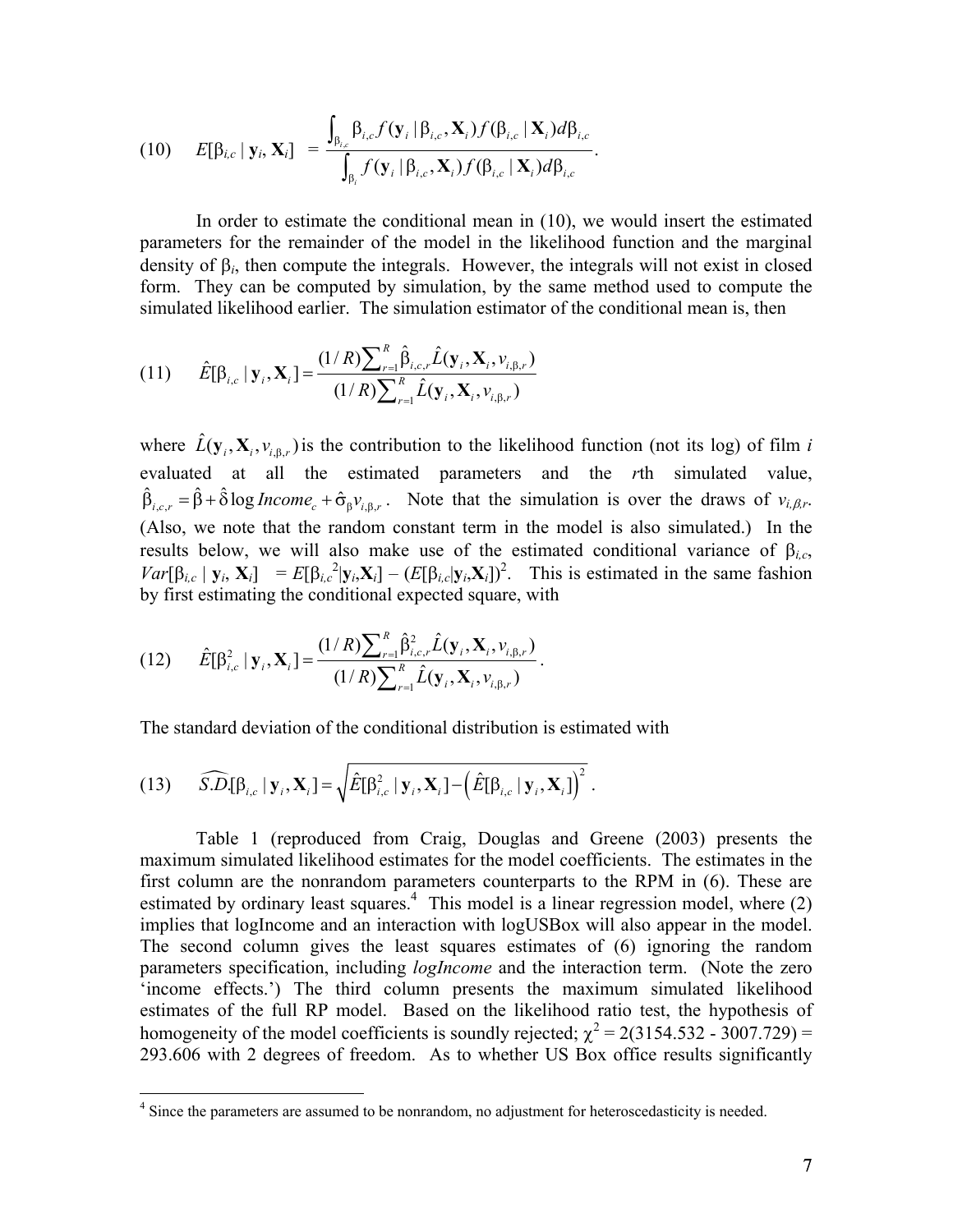$$(10) \qquad E[\beta_{i,c} \mid \mathbf{y}_i, \mathbf{X}_i] \;=\; \frac{\int_{\beta_{i,c}} \beta_{i,c} f(\mathbf{y}_i \mid \beta_{i,c}, \mathbf{X}_i) f(\beta_{i,c} \mid \mathbf{X}_i) d\beta_{i,c}}{\int_{\beta_i} f(\mathbf{y}_i \mid \beta_{i,c}, \mathbf{X}_i) f(\beta_{i,c} \mid \mathbf{X}_i) d\beta_{i,c}}.$$

In order to estimate the conditional mean in (10), we would insert the estimated parameters for the remainder of the model in the likelihood function and the marginal density of $\beta_i$, then compute the integrals. However, the integrals will not exist in closed form. They can be computed by simulation, by the same method used to compute the simulated likelihood earlier. The simulation estimator of the conditional mean is, then

$$(11) \qquad \hat{E}[\beta_{i,c} \mid \mathbf{y}_i, \mathbf{X}_i] = \frac{(1/R)\sum_{r=1}^{R} \hat{\beta}_{i,c,r} \hat{L}(\mathbf{y}_i, \mathbf{X}_i, v_{i,\beta,r})}{(1/R)\sum_{r=1}^{R} \hat{L}(\mathbf{y}_i, \mathbf{X}_i, v_{i,\beta,r})}$$

where $\hat{L}(\mathbf{y}_i, \mathbf{X}_i, v_{i,\beta,r})$ is the contribution to the likelihood function (not its log) of film *i* evaluated at all the estimated parameters and the *r*th simulated value, $\hat{\beta}_{i,c,r} = \hat{\beta} + \hat{\delta} \log Income_c + \hat{\sigma}_{\beta} v_{i,\beta,r}$. Note that the simulation is over the draws of $v_{i,\beta,r}$. (Also, we note that the random constant term in the model is also simulated.) In the results below, we will also make use of the estimated conditional variance of $\beta_{i,c}$, $Var[\beta_{i,c} \mid \mathbf{y}_i, \mathbf{X}_i] = E[\beta_{i,c}^2 \mid \mathbf{y}_i, \mathbf{X}_i] - (E[\beta_{i,c} \mid \mathbf{y}_i, \mathbf{X}_i])^2$. This is estimated in the same fashion by first estimating the conditional expected square, with

$$(12) \qquad \hat{E}[\beta_{i,c}^2 \mid \mathbf{y}_i, \mathbf{X}_i] = \frac{(1/R)\sum_{r=1}^{R} \hat{\beta}_{i,c,r}^2 \hat{L}(\mathbf{y}_i, \mathbf{X}_i, v_{i,\beta,r})}{(1/R)\sum_{r=1}^{R} \hat{L}(\mathbf{y}_i, \mathbf{X}_i, v_{i,\beta,r})}.$$

The standard deviation of the conditional distribution is estimated with

$$(13) \qquad \widehat{S.D.}[\beta_{i,c} \mid \mathbf{y}_i, \mathbf{X}_i] = \sqrt{\hat{E}[\beta_{i,c}^2 \mid \mathbf{y}_i, \mathbf{X}_i] - \left(\hat{E}[\beta_{i,c} \mid \mathbf{y}_i, \mathbf{X}_i]\right)^2}.$$

Table 1 (reproduced from Craig, Douglas and Greene (2003) presents the maximum simulated likelihood estimates for the model coefficients. The estimates in the first column are the nonrandom parameters counterparts to the RPM in (6). These are estimated by ordinary least squares.[4] This model is a linear regression model, where (2) implies that logIncome and an interaction with logUSBox will also appear in the model. The second column gives the least squares estimates of (6) ignoring the random parameters specification, including *logIncome* and the interaction term. (Note the zero 'income effects.') The third column presents the maximum simulated likelihood estimates of the full RP model. Based on the likelihood ratio test, the hypothesis of homogeneity of the model coefficients is soundly rejected; $\chi^2 = 2(3154.532 - 3007.729) = 293.606$ with 2 degrees of freedom. As to whether US Box office results significantly

[4] Since the parameters are assumed to be nonrandom, no adjustment for heteroscedasticity is needed.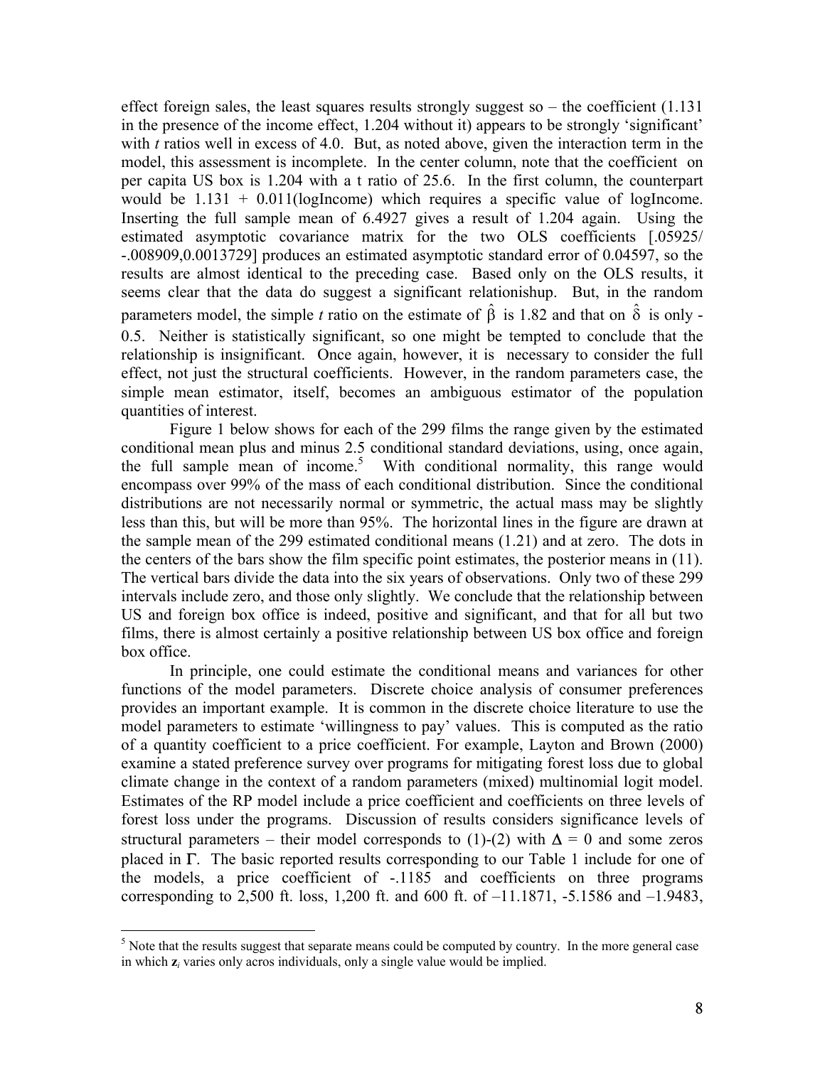effect foreign sales, the least squares results strongly suggest so – the coefficient (1.131 in the presence of the income effect, 1.204 without it) appears to be strongly 'significant' with *t* ratios well in excess of 4.0. But, as noted above, given the interaction term in the model, this assessment is incomplete. In the center column, note that the coefficient on per capita US box is 1.204 with a t ratio of 25.6. In the first column, the counterpart would be 1.131 + 0.011(logIncome) which requires a specific value of logIncome. Inserting the full sample mean of 6.4927 gives a result of 1.204 again. Using the estimated asymptotic covariance matrix for the two OLS coefficients [.05925/ -.008909,0.0013729] produces an estimated asymptotic standard error of 0.04597, so the results are almost identical to the preceding case. Based only on the OLS results, it seems clear that the data do suggest a significant relationishup. But, in the random parameters model, the simple *t* ratio on the estimate of $\hat{\beta}$ is 1.82 and that on $\hat{\delta}$ is only -0.5. Neither is statistically significant, so one might be tempted to conclude that the relationship is insignificant. Once again, however, it is necessary to consider the full effect, not just the structural coefficients. However, in the random parameters case, the simple mean estimator, itself, becomes an ambiguous estimator of the population quantities of interest.

Figure 1 below shows for each of the 299 films the range given by the estimated conditional mean plus and minus 2.5 conditional standard deviations, using, once again, the full sample mean of income.[5] With conditional normality, this range would encompass over 99% of the mass of each conditional distribution. Since the conditional distributions are not necessarily normal or symmetric, the actual mass may be slightly less than this, but will be more than 95%. The horizontal lines in the figure are drawn at the sample mean of the 299 estimated conditional means (1.21) and at zero. The dots in the centers of the bars show the film specific point estimates, the posterior means in (11). The vertical bars divide the data into the six years of observations. Only two of these 299 intervals include zero, and those only slightly. We conclude that the relationship between US and foreign box office is indeed, positive and significant, and that for all but two films, there is almost certainly a positive relationship between US box office and foreign box office.

In principle, one could estimate the conditional means and variances for other functions of the model parameters. Discrete choice analysis of consumer preferences provides an important example. It is common in the discrete choice literature to use the model parameters to estimate 'willingness to pay' values. This is computed as the ratio of a quantity coefficient to a price coefficient. For example, Layton and Brown (2000) examine a stated preference survey over programs for mitigating forest loss due to global climate change in the context of a random parameters (mixed) multinomial logit model. Estimates of the RP model include a price coefficient and coefficients on three levels of forest loss under the programs. Discussion of results considers significance levels of structural parameters – their model corresponds to (1)-(2) with $\Delta = 0$ and some zeros placed in $\Gamma$. The basic reported results corresponding to our Table 1 include for one of the models, a price coefficient of -.1185 and coefficients on three programs corresponding to 2,500 ft. loss, 1,200 ft. and 600 ft. of –11.1871, -5.1586 and –1.9483,

[5] Note that the results suggest that separate means could be computed by country. In the more general case in which $\mathbf{z}_i$ varies only acros individuals, only a single value would be implied.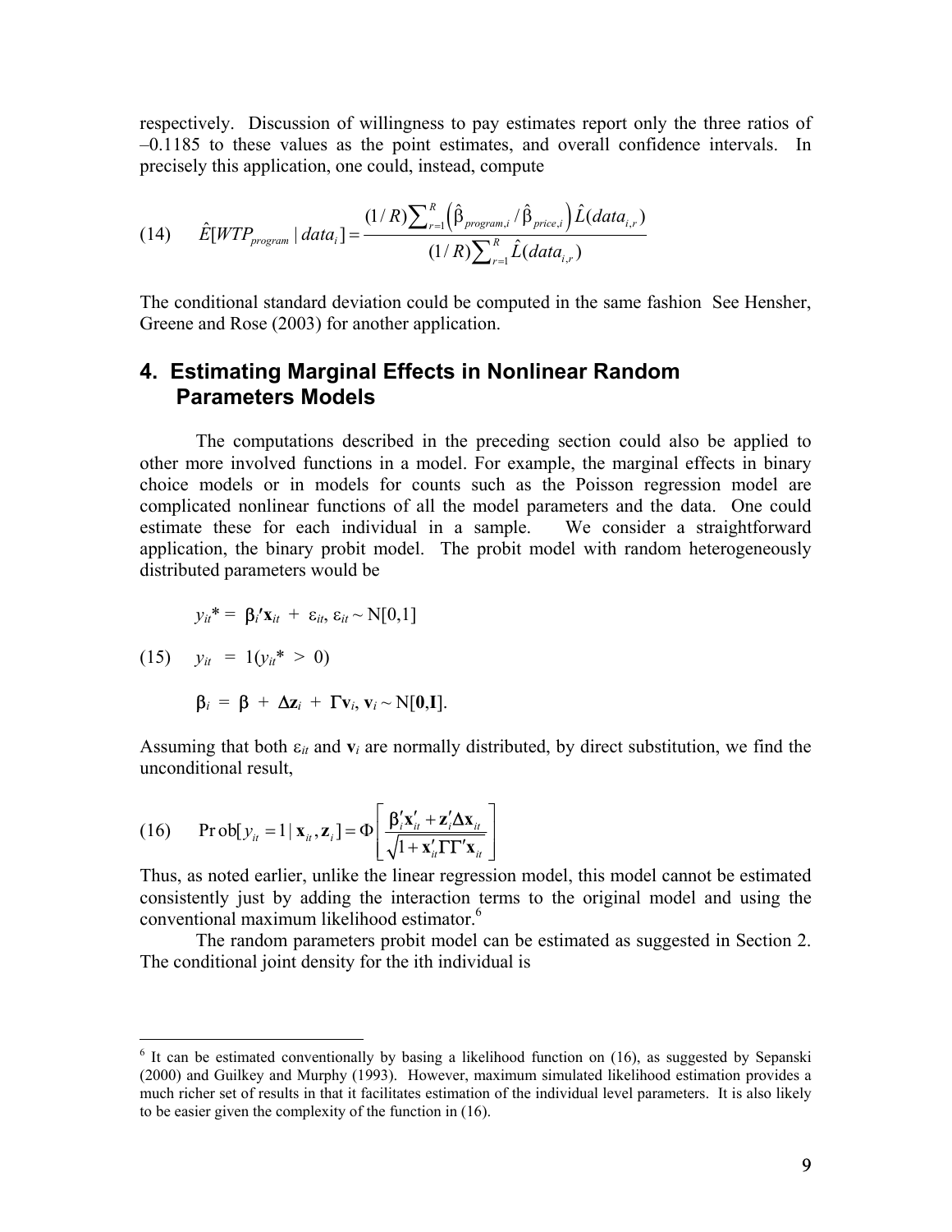respectively. Discussion of willingness to pay estimates report only the three ratios of –0.1185 to these values as the point estimates, and overall confidence intervals. In precisely this application, one could, instead, compute

$$\hat{E}[WTP_{program} \mid data_i] = \frac{(1/R)\sum_{r=1}^{R}\left(\hat{\beta}_{program,i} / \hat{\beta}_{price,i}\right)\hat{L}(data_{i,r})}{(1/R)\sum_{r=1}^{R}\hat{L}(data_{i,r})} \tag{14}$$

The conditional standard deviation could be computed in the same fashion See Hensher, Greene and Rose (2003) for another application.

## 4. Estimating Marginal Effects in Nonlinear Random Parameters Models

The computations described in the preceding section could also be applied to other more involved functions in a model. For example, the marginal effects in binary choice models or in models for counts such as the Poisson regression model are complicated nonlinear functions of all the model parameters and the data. One could estimate these for each individual in a sample. We consider a straightforward application, the binary probit model. The probit model with random heterogeneously distributed parameters would be

$$y_{it}^* = \beta_i'\mathbf{x}_{it} + \varepsilon_{it},\ \varepsilon_{it} \sim N[0,1]$$

$$y_{it} = 1(y_{it}^* > 0) \tag{15}$$

$$\beta_i = \beta + \Delta\mathbf{z}_i + \Gamma\mathbf{v}_i,\ \mathbf{v}_i \sim N[\mathbf{0},\mathbf{I}].$$

Assuming that both $\varepsilon_{it}$ and $\mathbf{v}_i$ are normally distributed, by direct substitution, we find the unconditional result,

$$\text{Prob}[y_{it} = 1 \mid \mathbf{x}_{it}, \mathbf{z}_i] = \Phi\left[\frac{\beta_i'\mathbf{x}_{it}' + \mathbf{z}_i'\Delta\mathbf{x}_{it}}{\sqrt{1 + \mathbf{x}_{it}'\Gamma\Gamma'\mathbf{x}_{it}}}\right] \tag{16}$$

Thus, as noted earlier, unlike the linear regression model, this model cannot be estimated consistently just by adding the interaction terms to the original model and using the conventional maximum likelihood estimator.[6]

The random parameters probit model can be estimated as suggested in Section 2. The conditional joint density for the ith individual is

---

[6] It can be estimated conventionally by basing a likelihood function on (16), as suggested by Sepanski (2000) and Guilkey and Murphy (1993). However, maximum simulated likelihood estimation provides a much richer set of results in that it facilitates estimation of the individual level parameters. It is also likely to be easier given the complexity of the function in (16).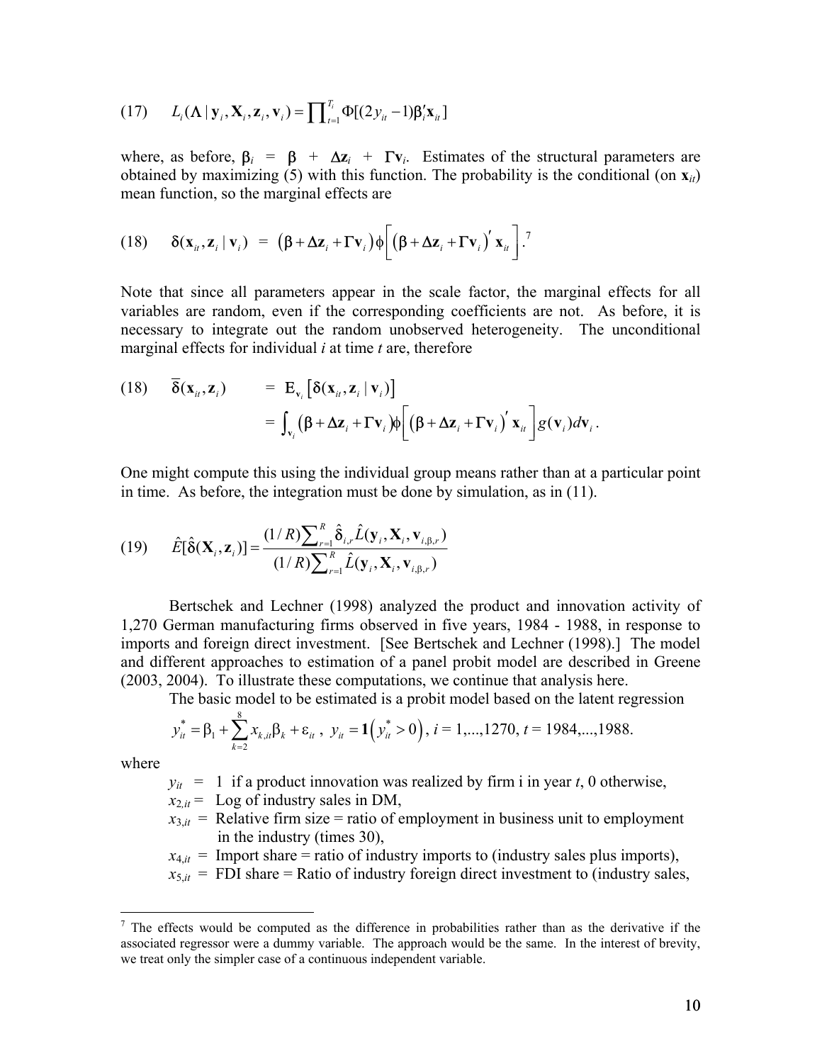$$(17) \quad L_i(\Lambda \mid \mathbf{y}_i, \mathbf{X}_i, \mathbf{z}_i, \mathbf{v}_i) = \prod_{t=1}^{T_i} \Phi[(2y_{it} - 1)\boldsymbol{\beta}_i'\mathbf{x}_{it}]$$

where, as before, $\boldsymbol{\beta}_i = \boldsymbol{\beta} + \Delta\mathbf{z}_i + \Gamma\mathbf{v}_i$. Estimates of the structural parameters are obtained by maximizing (5) with this function. The probability is the conditional (on $\mathbf{x}_{it}$) mean function, so the marginal effects are

$$(18) \quad \boldsymbol{\delta}(\mathbf{x}_{it}, \mathbf{z}_i \mid \mathbf{v}_i) = (\boldsymbol{\beta} + \Delta\mathbf{z}_i + \Gamma\mathbf{v}_i)\phi\left[(\boldsymbol{\beta} + \Delta\mathbf{z}_i + \Gamma\mathbf{v}_i)'\mathbf{x}_{it}\right].$$[7]

Note that since all parameters appear in the scale factor, the marginal effects for all variables are random, even if the corresponding coefficients are not. As before, it is necessary to integrate out the random unobserved heterogeneity. The unconditional marginal effects for individual *i* at time *t* are, therefore

$$(18) \quad \bar{\boldsymbol{\delta}}(\mathbf{x}_{it}, \mathbf{z}_i) = \mathrm{E}_{\mathbf{v}_i}\left[\boldsymbol{\delta}(\mathbf{x}_{it}, \mathbf{z}_i \mid \mathbf{v}_i)\right] = \int_{\mathbf{v}_i} (\boldsymbol{\beta} + \Delta\mathbf{z}_i + \Gamma\mathbf{v}_i)\phi\left[(\boldsymbol{\beta} + \Delta\mathbf{z}_i + \Gamma\mathbf{v}_i)'\mathbf{x}_{it}\right] g(\mathbf{v}_i)d\mathbf{v}_i.$$

One might compute this using the individual group means rather than at a particular point in time. As before, the integration must be done by simulation, as in (11).

$$(19) \quad \hat{E}[\hat{\boldsymbol{\delta}}(\mathbf{X}_i, \mathbf{z}_i)] = \frac{(1/R)\sum_{r=1}^{R} \hat{\boldsymbol{\delta}}_{i,r} \hat{L}(\mathbf{y}_i, \mathbf{X}_i, \mathbf{v}_{i,\beta,r})}{(1/R)\sum_{r=1}^{R} \hat{L}(\mathbf{y}_i, \mathbf{X}_i, \mathbf{v}_{i,\beta,r})}$$

Bertschek and Lechner (1998) analyzed the product and innovation activity of 1,270 German manufacturing firms observed in five years, 1984 - 1988, in response to imports and foreign direct investment. [See Bertschek and Lechner (1998).] The model and different approaches to estimation of a panel probit model are described in Greene (2003, 2004). To illustrate these computations, we continue that analysis here.

The basic model to be estimated is a probit model based on the latent regression

$$y_{it}^* = \beta_1 + \sum_{k=2}^{8} x_{k,it}\beta_k + \varepsilon_{it}, \; y_{it} = \mathbf{1}\left(y_{it}^* > 0\right), \; i = 1,...,1270, \; t = 1984,...,1988.$$

where

- $y_{it}$ = 1 if a product innovation was realized by firm i in year *t*, 0 otherwise,
- $x_{2,it}$ = Log of industry sales in DM,
- $x_{3,it}$ = Relative firm size = ratio of employment in business unit to employment in the industry (times 30),
- $x_{4,it}$ = Import share = ratio of industry imports to (industry sales plus imports),
- $x_{5,it}$ = FDI share = Ratio of industry foreign direct investment to (industry sales,

[7] The effects would be computed as the difference in probabilities rather than as the derivative if the associated regressor were a dummy variable. The approach would be the same. In the interest of brevity, we treat only the simpler case of a continuous independent variable.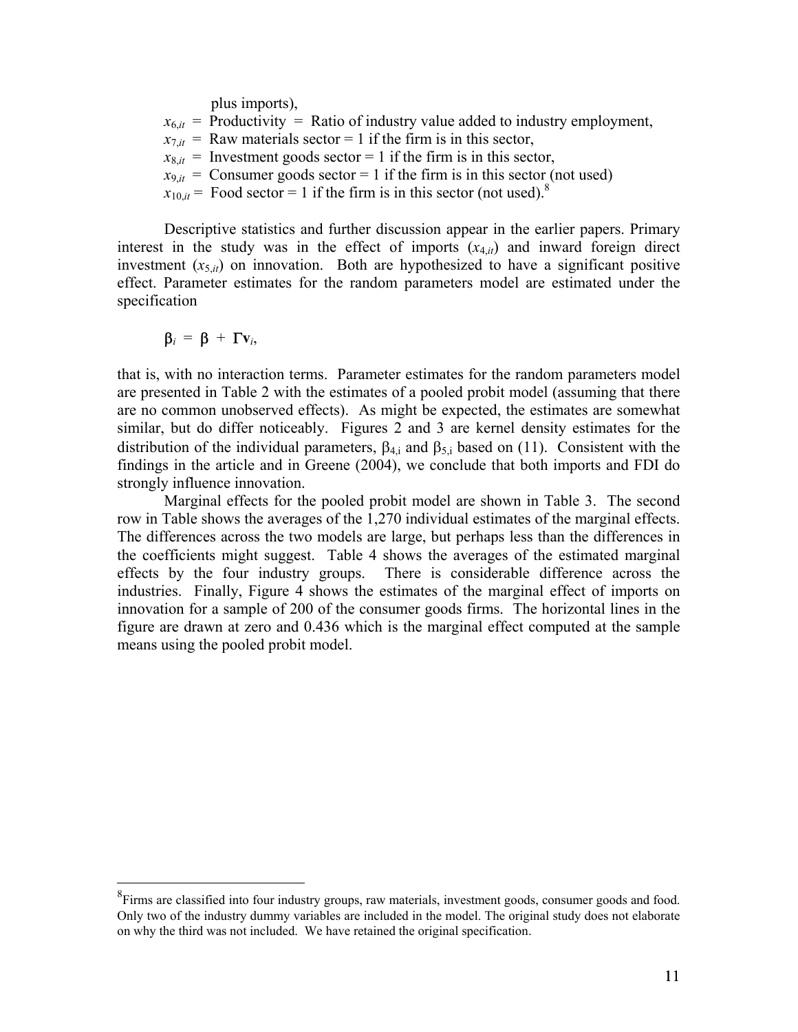plus imports),

$x_{6,it}$ = Productivity = Ratio of industry value added to industry employment,
$x_{7,it}$ = Raw materials sector = 1 if the firm is in this sector,
$x_{8,it}$ = Investment goods sector = 1 if the firm is in this sector,
$x_{9,it}$ = Consumer goods sector = 1 if the firm is in this sector (not used)
$x_{10,it}$ = Food sector = 1 if the firm is in this sector (not used).[8]

Descriptive statistics and further discussion appear in the earlier papers. Primary interest in the study was in the effect of imports ($x_{4,it}$) and inward foreign direct investment ($x_{5,it}$) on innovation. Both are hypothesized to have a significant positive effect. Parameter estimates for the random parameters model are estimated under the specification

$$\beta_i = \beta + \Gamma \mathbf{v}_i,$$

that is, with no interaction terms. Parameter estimates for the random parameters model are presented in Table 2 with the estimates of a pooled probit model (assuming that there are no common unobserved effects). As might be expected, the estimates are somewhat similar, but do differ noticeably. Figures 2 and 3 are kernel density estimates for the distribution of the individual parameters, $\beta_{4,i}$ and $\beta_{5,i}$ based on (11). Consistent with the findings in the article and in Greene (2004), we conclude that both imports and FDI do strongly influence innovation.

Marginal effects for the pooled probit model are shown in Table 3. The second row in Table shows the averages of the 1,270 individual estimates of the marginal effects. The differences across the two models are large, but perhaps less than the differences in the coefficients might suggest. Table 4 shows the averages of the estimated marginal effects by the four industry groups. There is considerable difference across the industries. Finally, Figure 4 shows the estimates of the marginal effect of imports on innovation for a sample of 200 of the consumer goods firms. The horizontal lines in the figure are drawn at zero and 0.436 which is the marginal effect computed at the sample means using the pooled probit model.

---

[8] Firms are classified into four industry groups, raw materials, investment goods, consumer goods and food. Only two of the industry dummy variables are included in the model. The original study does not elaborate on why the third was not included. We have retained the original specification.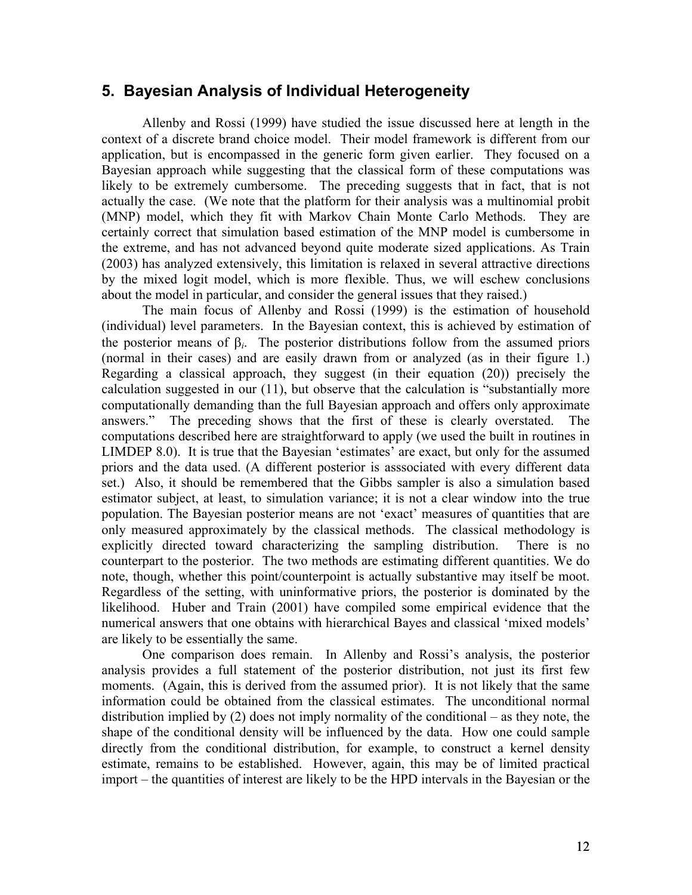## 5. Bayesian Analysis of Individual Heterogeneity

Allenby and Rossi (1999) have studied the issue discussed here at length in the context of a discrete brand choice model. Their model framework is different from our application, but is encompassed in the generic form given earlier. They focused on a Bayesian approach while suggesting that the classical form of these computations was likely to be extremely cumbersome. The preceding suggests that in fact, that is not actually the case. (We note that the platform for their analysis was a multinomial probit (MNP) model, which they fit with Markov Chain Monte Carlo Methods. They are certainly correct that simulation based estimation of the MNP model is cumbersome in the extreme, and has not advanced beyond quite moderate sized applications. As Train (2003) has analyzed extensively, this limitation is relaxed in several attractive directions by the mixed logit model, which is more flexible. Thus, we will eschew conclusions about the model in particular, and consider the general issues that they raised.)

The main focus of Allenby and Rossi (1999) is the estimation of household (individual) level parameters. In the Bayesian context, this is achieved by estimation of the posterior means of $\beta_i$. The posterior distributions follow from the assumed priors (normal in their cases) and are easily drawn from or analyzed (as in their figure 1.) Regarding a classical approach, they suggest (in their equation (20)) precisely the calculation suggested in our (11), but observe that the calculation is "substantially more computationally demanding than the full Bayesian approach and offers only approximate answers." The preceding shows that the first of these is clearly overstated. The computations described here are straightforward to apply (we used the built in routines in LIMDEP 8.0). It is true that the Bayesian 'estimates' are exact, but only for the assumed priors and the data used. (A different posterior is asssociated with every different data set.) Also, it should be remembered that the Gibbs sampler is also a simulation based estimator subject, at least, to simulation variance; it is not a clear window into the true population. The Bayesian posterior means are not 'exact' measures of quantities that are only measured approximately by the classical methods. The classical methodology is explicitly directed toward characterizing the sampling distribution. There is no counterpart to the posterior. The two methods are estimating different quantities. We do note, though, whether this point/counterpoint is actually substantive may itself be moot. Regardless of the setting, with uninformative priors, the posterior is dominated by the likelihood. Huber and Train (2001) have compiled some empirical evidence that the numerical answers that one obtains with hierarchical Bayes and classical 'mixed models' are likely to be essentially the same.

One comparison does remain. In Allenby and Rossi's analysis, the posterior analysis provides a full statement of the posterior distribution, not just its first few moments. (Again, this is derived from the assumed prior). It is not likely that the same information could be obtained from the classical estimates. The unconditional normal distribution implied by (2) does not imply normality of the conditional – as they note, the shape of the conditional density will be influenced by the data. How one could sample directly from the conditional distribution, for example, to construct a kernel density estimate, remains to be established. However, again, this may be of limited practical import – the quantities of interest are likely to be the HPD intervals in the Bayesian or the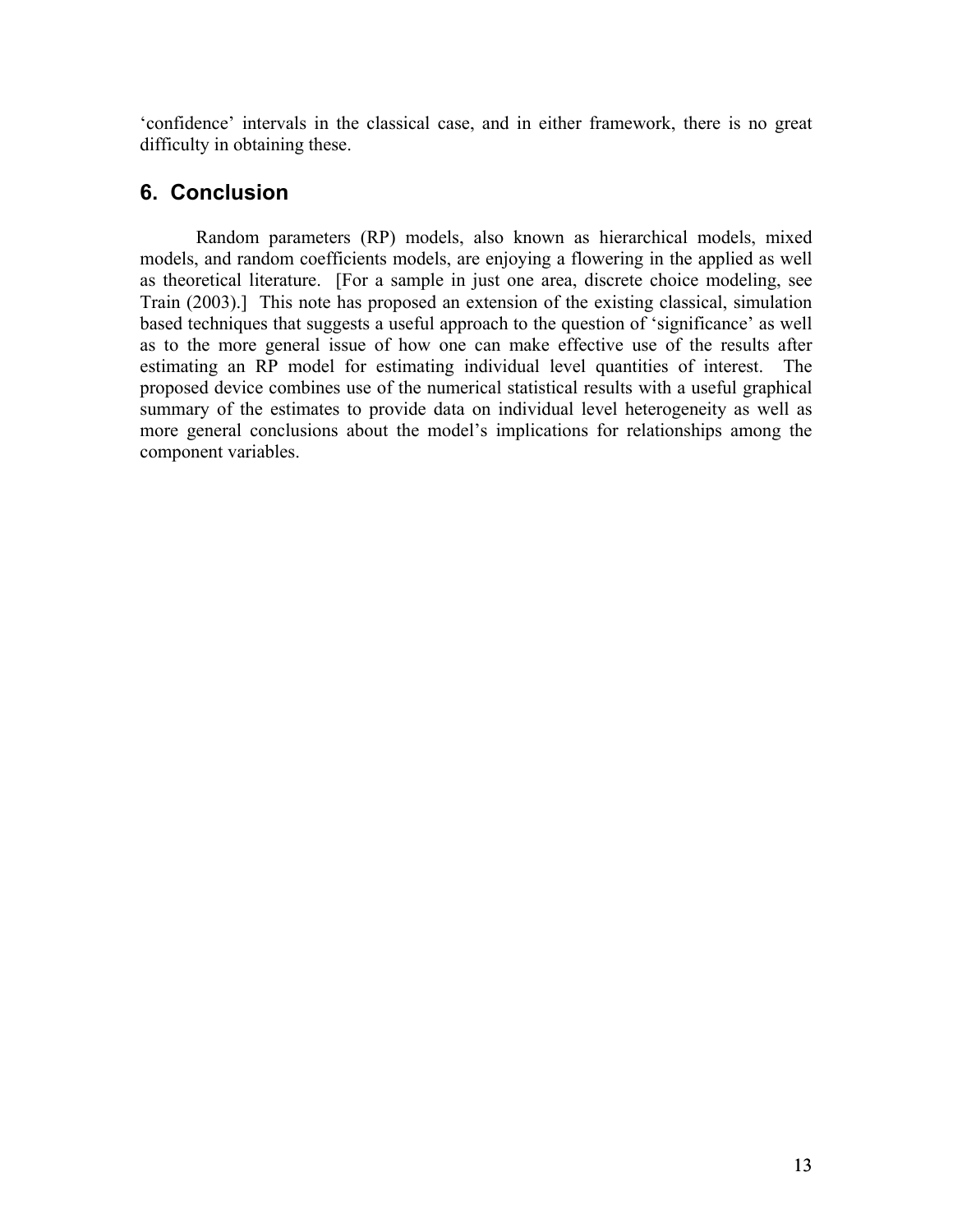‘confidence’ intervals in the classical case, and in either framework, there is no great difficulty in obtaining these.

## 6. Conclusion

Random parameters (RP) models, also known as hierarchical models, mixed models, and random coefficients models, are enjoying a flowering in the applied as well as theoretical literature. [For a sample in just one area, discrete choice modeling, see Train (2003).] This note has proposed an extension of the existing classical, simulation based techniques that suggests a useful approach to the question of ‘significance’ as well as to the more general issue of how one can make effective use of the results after estimating an RP model for estimating individual level quantities of interest. The proposed device combines use of the numerical statistical results with a useful graphical summary of the estimates to provide data on individual level heterogeneity as well as more general conclusions about the model’s implications for relationships among the component variables.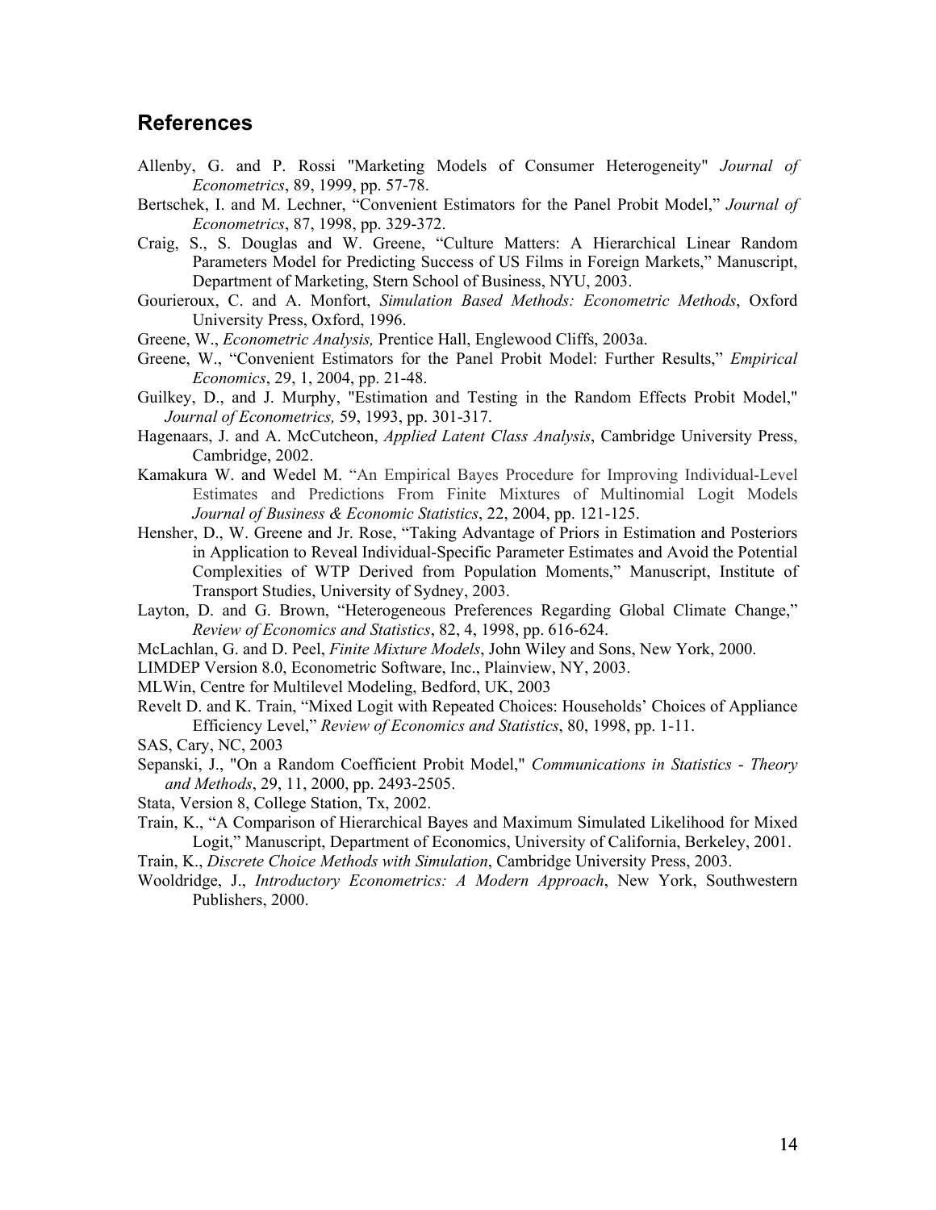## References

Allenby, G. and P. Rossi "Marketing Models of Consumer Heterogeneity" *Journal of Econometrics*, 89, 1999, pp. 57-78.

Bertschek, I. and M. Lechner, "Convenient Estimators for the Panel Probit Model," *Journal of Econometrics*, 87, 1998, pp. 329-372.

Craig, S., S. Douglas and W. Greene, "Culture Matters: A Hierarchical Linear Random Parameters Model for Predicting Success of US Films in Foreign Markets," Manuscript, Department of Marketing, Stern School of Business, NYU, 2003.

Gourieroux, C. and A. Monfort, *Simulation Based Methods: Econometric Methods*, Oxford University Press, Oxford, 1996.

Greene, W., *Econometric Analysis,* Prentice Hall, Englewood Cliffs, 2003a.

Greene, W., "Convenient Estimators for the Panel Probit Model: Further Results," *Empirical Economics*, 29, 1, 2004, pp. 21-48.

Guilkey, D., and J. Murphy, "Estimation and Testing in the Random Effects Probit Model," *Journal of Econometrics,* 59, 1993, pp. 301-317.

Hagenaars, J. and A. McCutcheon, *Applied Latent Class Analysis*, Cambridge University Press, Cambridge, 2002.

Kamakura W. and Wedel M. "An Empirical Bayes Procedure for Improving Individual-Level Estimates and Predictions From Finite Mixtures of Multinomial Logit Models *Journal of Business & Economic Statistics*, 22, 2004, pp. 121-125.

Hensher, D., W. Greene and Jr. Rose, "Taking Advantage of Priors in Estimation and Posteriors in Application to Reveal Individual-Specific Parameter Estimates and Avoid the Potential Complexities of WTP Derived from Population Moments," Manuscript, Institute of Transport Studies, University of Sydney, 2003.

Layton, D. and G. Brown, "Heterogeneous Preferences Regarding Global Climate Change," *Review of Economics and Statistics*, 82, 4, 1998, pp. 616-624.

McLachlan, G. and D. Peel, *Finite Mixture Models*, John Wiley and Sons, New York, 2000.

LIMDEP Version 8.0, Econometric Software, Inc., Plainview, NY, 2003.

MLWin, Centre for Multilevel Modeling, Bedford, UK, 2003

Revelt D. and K. Train, "Mixed Logit with Repeated Choices: Households' Choices of Appliance Efficiency Level," *Review of Economics and Statistics*, 80, 1998, pp. 1-11.

SAS, Cary, NC, 2003

Sepanski, J., "On a Random Coefficient Probit Model," *Communications in Statistics - Theory and Methods*, 29, 11, 2000, pp. 2493-2505.

Stata, Version 8, College Station, Tx, 2002.

Train, K., "A Comparison of Hierarchical Bayes and Maximum Simulated Likelihood for Mixed Logit," Manuscript, Department of Economics, University of California, Berkeley, 2001.

Train, K., *Discrete Choice Methods with Simulation*, Cambridge University Press, 2003.

Wooldridge, J., *Introductory Econometrics: A Modern Approach*, New York, Southwestern Publishers, 2000.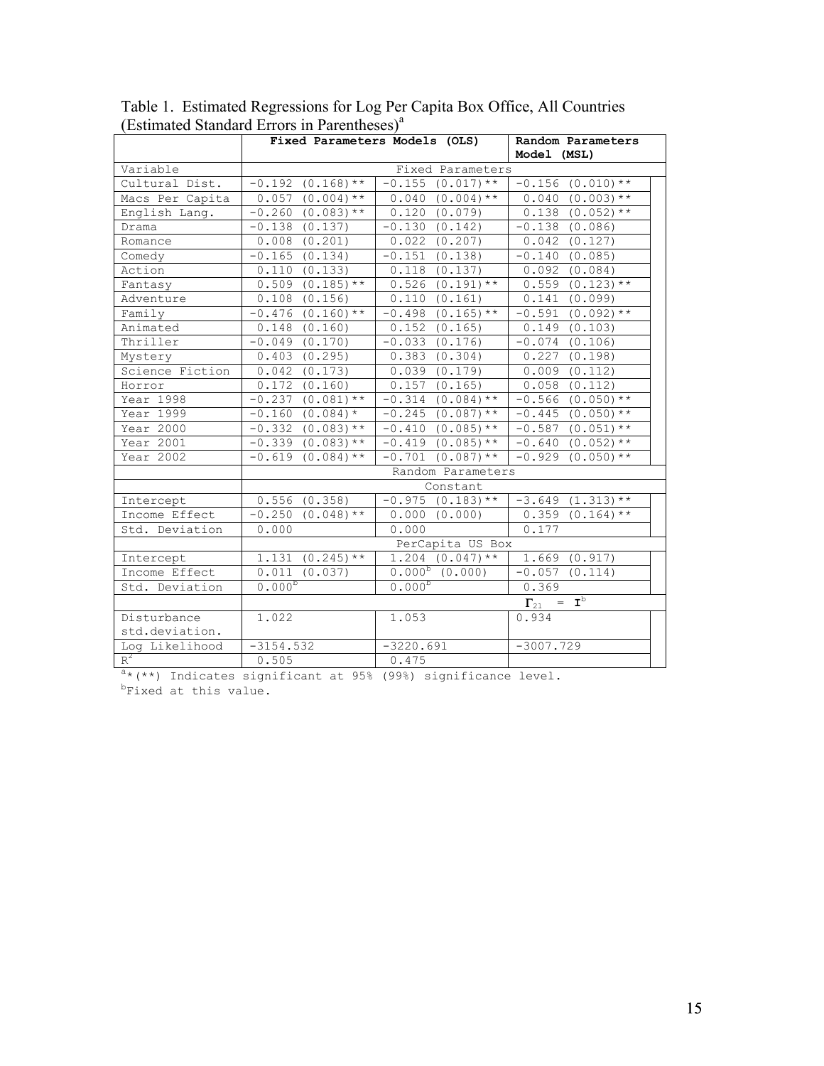Table 1. Estimated Regressions for Log Per Capita Box Office, All Countries (Estimated Standard Errors in Parentheses)[a]

| | Fixed Parameters Models (OLS) | | Random Parameters Model (MSL) |
|---|---|---|---|
| Variable | Fixed Parameters | | |
| Cultural Dist. | -0.192 (0.168)** | -0.155 (0.017)** | -0.156 (0.010)** |
| Macs Per Capita | 0.057 (0.004)** | 0.040 (0.004)** | 0.040 (0.003)** |
| English Lang. | -0.260 (0.083)** | 0.120 (0.079) | 0.138 (0.052)** |
| Drama | -0.138 (0.137) | -0.130 (0.142) | -0.138 (0.086) |
| Romance | 0.008 (0.201) | 0.022 (0.207) | 0.042 (0.127) |
| Comedy | -0.165 (0.134) | -0.151 (0.138) | -0.140 (0.085) |
| Action | 0.110 (0.133) | 0.118 (0.137) | 0.092 (0.084) |
| Fantasy | 0.509 (0.185)** | 0.526 (0.191)** | 0.559 (0.123)** |
| Adventure | 0.108 (0.156) | 0.110 (0.161) | 0.141 (0.099) |
| Family | -0.476 (0.160)** | -0.498 (0.165)** | -0.591 (0.092)** |
| Animated | 0.148 (0.160) | 0.152 (0.165) | 0.149 (0.103) |
| Thriller | -0.049 (0.170) | -0.033 (0.176) | -0.074 (0.106) |
| Mystery | 0.403 (0.295) | 0.383 (0.304) | 0.227 (0.198) |
| Science Fiction | 0.042 (0.173) | 0.039 (0.179) | 0.009 (0.112) |
| Horror | 0.172 (0.160) | 0.157 (0.165) | 0.058 (0.112) |
| Year 1998 | -0.237 (0.081)** | -0.314 (0.084)** | -0.566 (0.050)** |
| Year 1999 | -0.160 (0.084)* | -0.245 (0.087)** | -0.445 (0.050)** |
| Year 2000 | -0.332 (0.083)** | -0.410 (0.085)** | -0.587 (0.051)** |
| Year 2001 | -0.339 (0.083)** | -0.419 (0.085)** | -0.640 (0.052)** |
| Year 2002 | -0.619 (0.084)** | -0.701 (0.087)** | -0.929 (0.050)** |
| | Random Parameters | | |
| | Constant | | |
| Intercept | 0.556 (0.358) | -0.975 (0.183)** | -3.649 (1.313)** |
| Income Effect | -0.250 (0.048)** | 0.000 (0.000) | 0.359 (0.164)** |
| Std. Deviation | 0.000 | 0.000 | 0.177 |
| | PerCapita US Box | | |
| Intercept | 1.131 (0.245)** | 1.204 (0.047)** | 1.669 (0.917) |
| Income Effect | 0.011 (0.037) | 0.000[b] (0.000) | -0.057 (0.114) |
| Std. Deviation | 0.000[b] | 0.000[b] | 0.369 |
| | | | $\Gamma_{21} = \mathbf{I}$[b] |
| Disturbance std.deviation. | 1.022 | 1.053 | 0.934 |
| Log Likelihood | -3154.532 | -3220.691 | -3007.729 |
| $R^2$ | 0.505 | 0.475 | |

[a]*(**) Indicates significant at 95% (99%) significance level.
[b]Fixed at this value.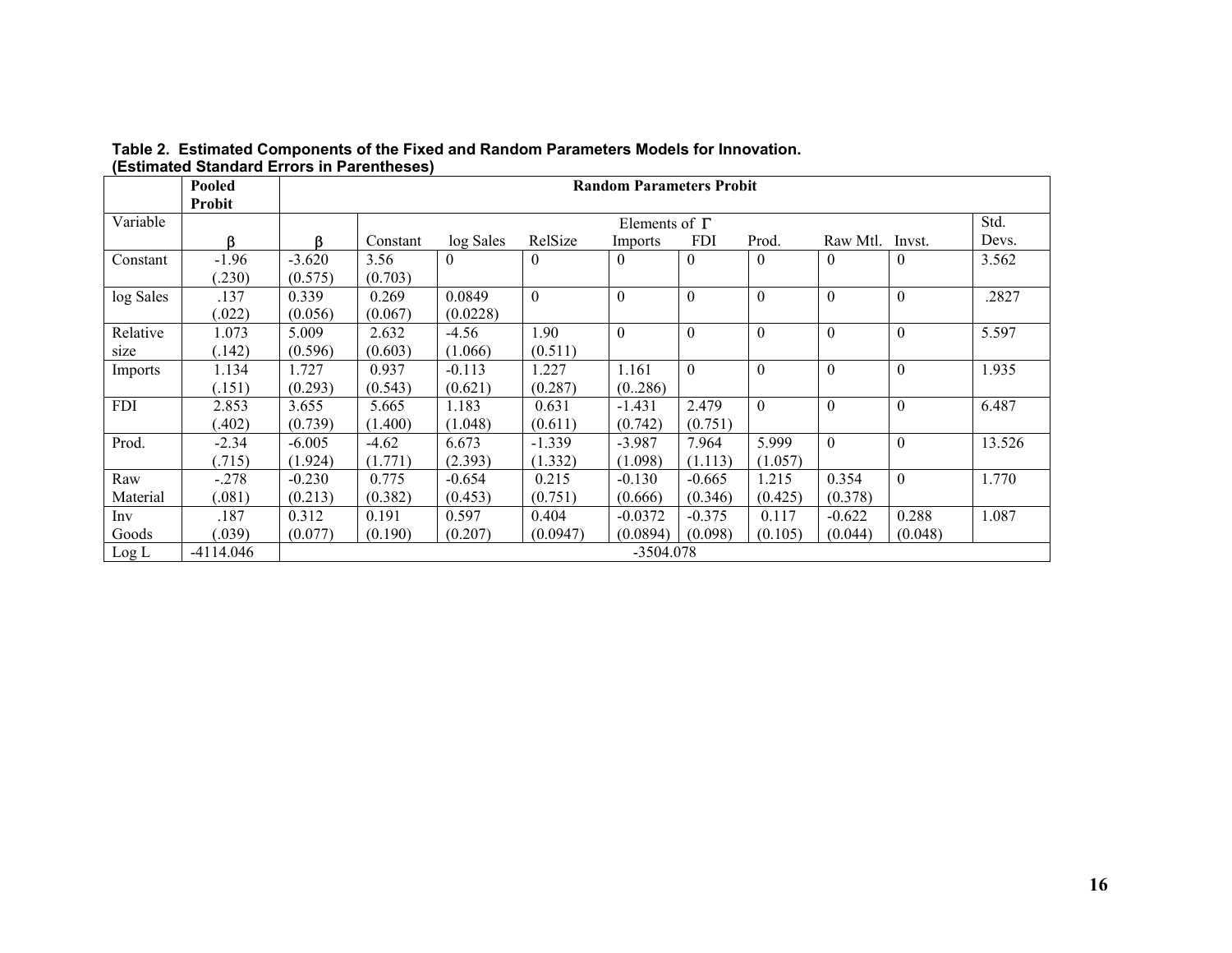**Table 2. Estimated Components of the Fixed and Random Parameters Models for Innovation. (Estimated Standard Errors in Parentheses)**

| | Pooled Probit | Random Parameters Probit | | | | | | | | | |
|---|---|---|---|---|---|---|---|---|---|---|---|
| Variable | | | Elements of $\Gamma$ | | | | | | | | Std. |
| | $\beta$ | $\beta$ | Constant | log Sales | RelSize | Imports | FDI | Prod. | Raw Mtl. | Invst. | Devs. |
| Constant | -1.96 (.230) | -3.620 (0.575) | 3.56 (0.703) | 0 | 0 | 0 | 0 | 0 | 0 | 0 | 3.562 |
| log Sales | .137 (.022) | 0.339 (0.056) | 0.269 (0.067) | 0.0849 (0.0228) | 0 | 0 | 0 | 0 | 0 | 0 | .2827 |
| Relative size | 1.073 (.142) | 5.009 (0.596) | 2.632 (0.603) | -4.56 (1.066) | 1.90 (0.511) | 0 | 0 | 0 | 0 | 0 | 5.597 |
| Imports | 1.134 (.151) | 1.727 (0.293) | 0.937 (0.543) | -0.113 (0.621) | 1.227 (0.287) | 1.161 (0..286) | 0 | 0 | 0 | 0 | 1.935 |
| FDI | 2.853 (.402) | 3.655 (0.739) | 5.665 (1.400) | 1.183 (1.048) | 0.631 (0.611) | -1.431 (0.742) | 2.479 (0.751) | 0 | 0 | 0 | 6.487 |
| Prod. | -2.34 (.715) | -6.005 (1.924) | -4.62 (1.771) | 6.673 (2.393) | -1.339 (1.332) | -3.987 (1.098) | 7.964 (1.113) | 5.999 (1.057) | 0 | 0 | 13.526 |
| Raw Material | -.278 (.081) | -0.230 (0.213) | 0.775 (0.382) | -0.654 (0.453) | 0.215 (0.751) | -0.130 (0.666) | -0.665 (0.346) | 1.215 (0.425) | 0.354 (0.378) | 0 | 1.770 |
| Inv Goods | .187 (.039) | 0.312 (0.077) | 0.191 (0.190) | 0.597 (0.207) | 0.404 (0.0947) | -0.0372 (0.0894) | -0.375 (0.098) | 0.117 (0.105) | -0.622 (0.044) | 0.288 (0.048) | 1.087 |
| Log L | -4114.046 | -3504.078 | | | | | | | | | |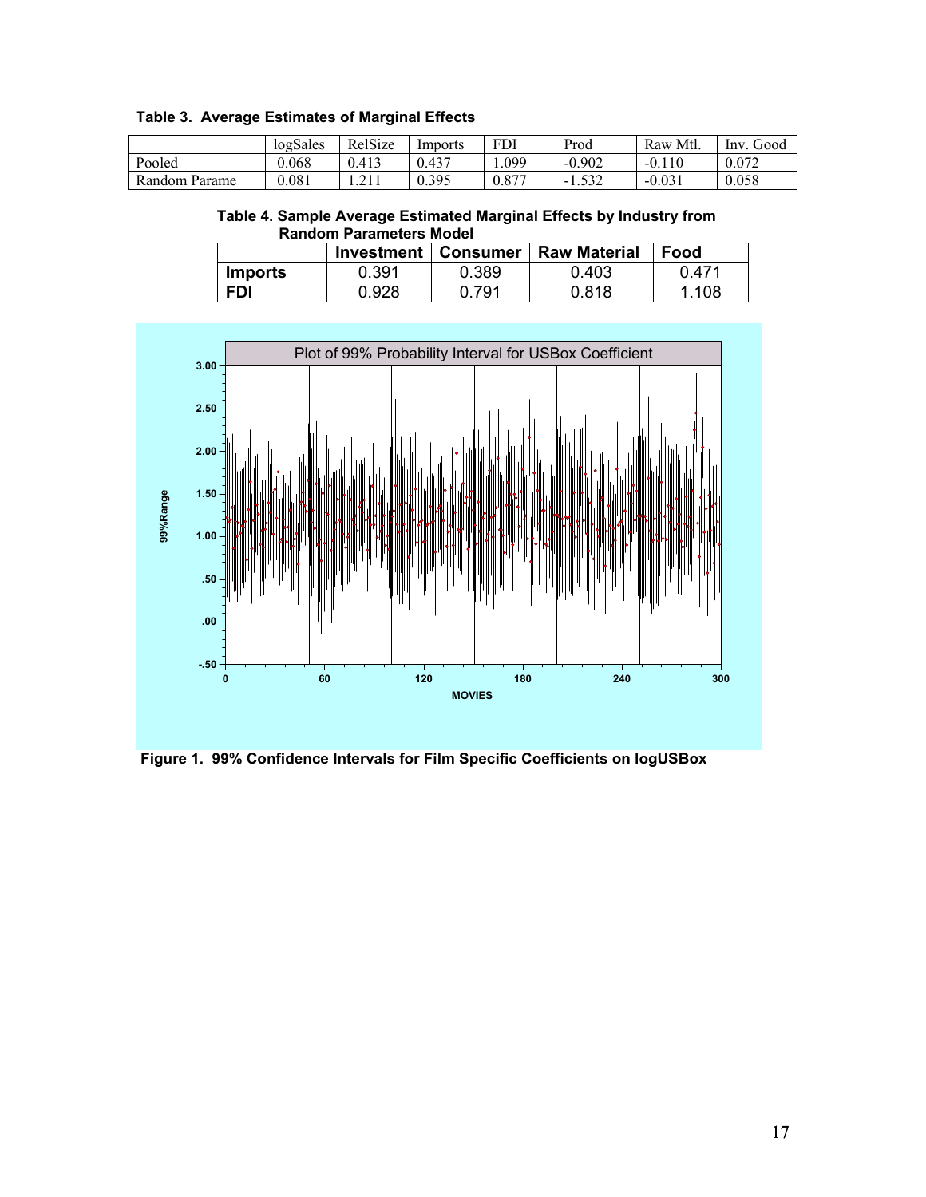**Table 3. Average Estimates of Marginal Effects**

| | logSales | RelSize | Imports | FDI | Prod | Raw Mtl. | Inv. Good |
|---|---|---|---|---|---|---|---|
| Pooled | 0.068 | 0.413 | 0.437 | 1.099 | -0.902 | -0.110 | 0.072 |
| Random Parame | 0.081 | 1.211 | 0.395 | 0.877 | -1.532 | -0.031 | 0.058 |

**Table 4. Sample Average Estimated Marginal Effects by Industry from Random Parameters Model**

| | Investment | Consumer | Raw Material | Food |
|---|---|---|---|---|
| **Imports** | 0.391 | 0.389 | 0.403 | 0.471 |
| **FDI** | 0.928 | 0.791 | 0.818 | 1.108 |

**Figure 1. 99% Confidence Intervals for Film Specific Coefficients on logUSBox**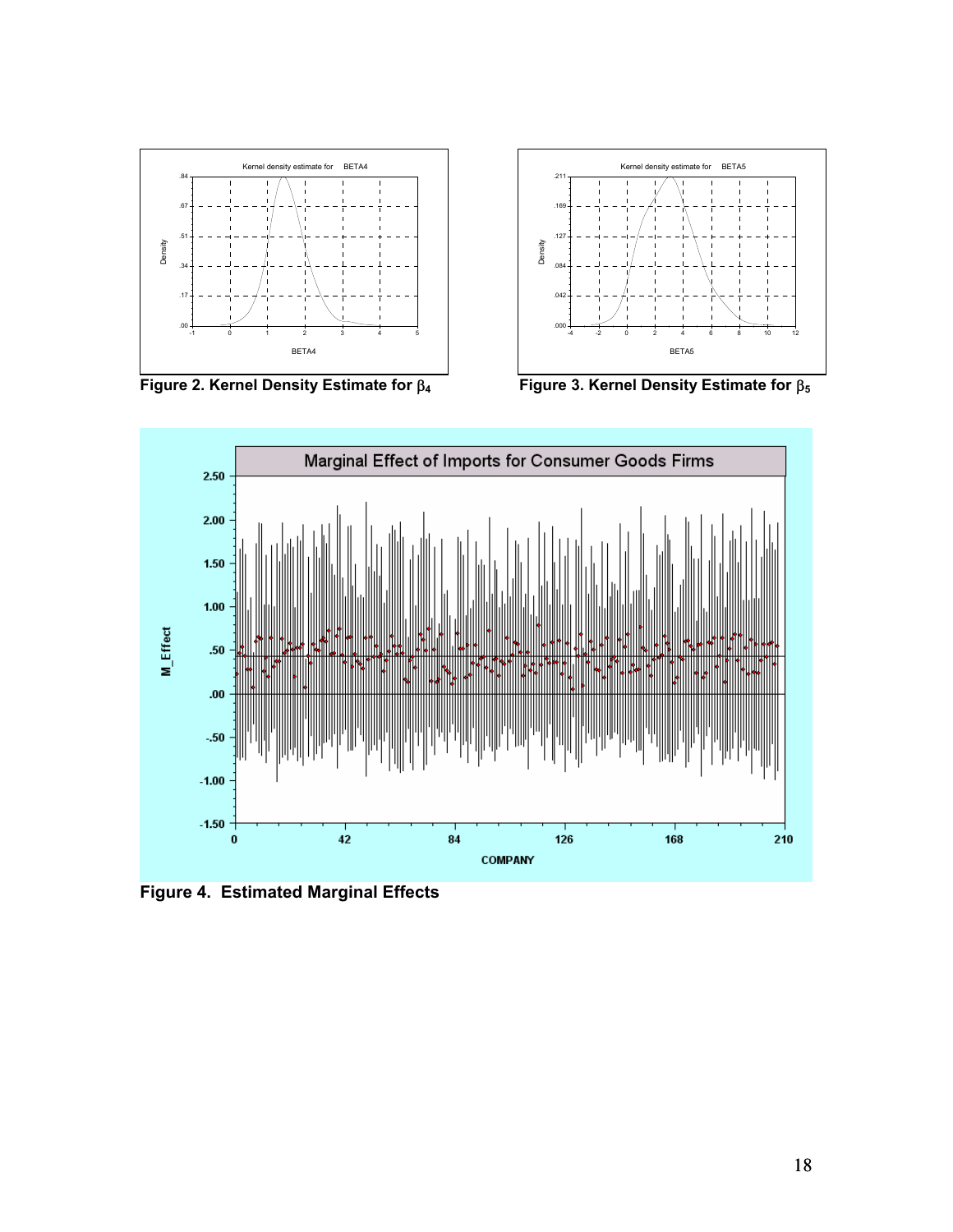Kernel density estimate for BETA4

Density

.84

.67

.51

.34

.17

.00

-1 0 1 2 3 4 5

BETA4

**Figure 2. Kernel Density Estimate for $\beta_4$**

Kernel density estimate for BETA5

Density

.211

.169

.127

.084

.042

.000

-4 -2 0 2 4 6 8 10 12

BETA5

**Figure 3. Kernel Density Estimate for $\beta_5$**

Marginal Effect of Imports for Consumer Goods Firms

M_Effect

2.50

2.00

1.50

1.00

.50

.00

-.50

-1.00

-1.50

0 42 84 126 168 210

COMPANY

**Figure 4. Estimated Marginal Effects**